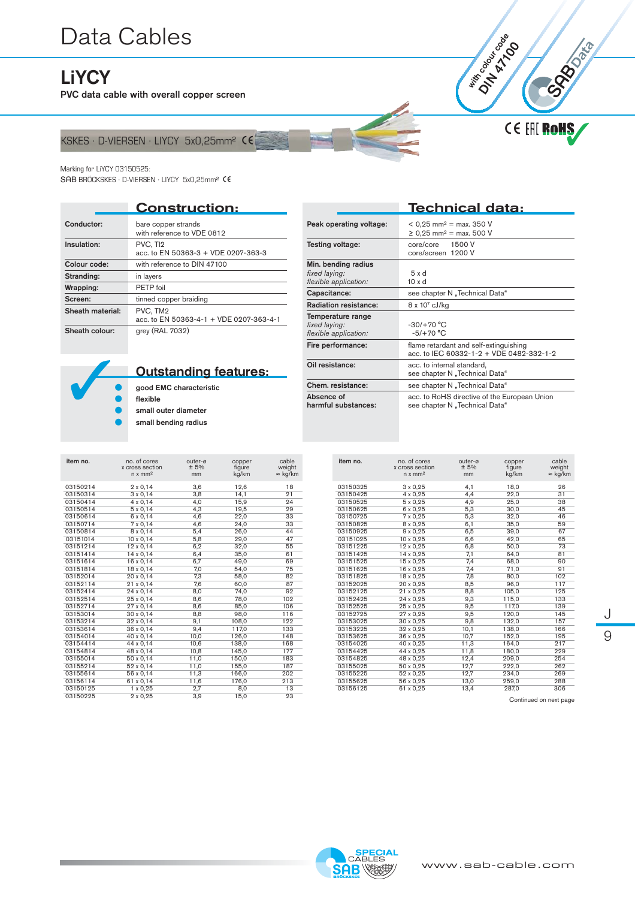# Data Cables

## LiYCY

**PVC data cable with overall copper screen**

with colour code DIN 47100

SAB Data

CE EAC RoHS

KSKES · D-VIERSEN · LIYCY 5x0,25mm² CE

Marking for LiYCY 03150525:
SAB BRÖCKSKES · D-VIERSEN · LIYCY 5x0,25mm² CE

### Construction:

| | |
|---|---|
| **Conductor:** | bare copper strands<br>with reference to VDE 0812 |
| **Insulation:** | PVC, TI2<br>acc. to EN 50363-3 + VDE 0207-363-3 |
| **Colour code:** | with reference to DIN 47100 |
| **Stranding:** | in layers |
| **Wrapping:** | PETP foil |
| **Screen:** | tinned copper braiding |
| **Sheath material:** | PVC, TM2<br>acc. to EN 50363-4-1 + VDE 0207-363-4-1 |
| **Sheath colour:** | grey (RAL 7032) |

### Outstanding features:

- good EMC characteristic
- flexible
- small outer diameter
- small bending radius

### Technical data:

| | |
|---|---|
| **Peak operating voltage:** | < 0,25 mm² = max. 350 V<br>≥ 0,25 mm² = max. 500 V |
| **Testing voltage:** | core/core 1500 V<br>core/screen 1200 V |
| **Min. bending radius**<br>*fixed laying:*<br>*flexible application:* | <br>5 x d<br>10 x d |
| **Capacitance:** | see chapter N „Technical Data“ |
| **Radiation resistance:** | 8 x 10⁷ cJ/kg |
| **Temperature range**<br>*fixed laying:*<br>*flexible application:* | <br>-30/+70 °C<br>-5/+70 °C |
| **Fire performance:** | flame retardant and self-extinguishing<br>acc. to IEC 60332-1-2 + VDE 0482-332-1-2 |
| **Oil resistance:** | acc. to internal standard,<br>see chapter N „Technical Data“ |
| **Chem. resistance:** | see chapter N „Technical Data“ |
| **Absence of harmful substances:** | acc. to RoHS directive of the European Union<br>see chapter N „Technical Data“ |

| item no. | no. of cores x cross section n x mm² | outer-ø ± 5% mm | copper figure kg/km | cable weight ≈ kg/km |
|---|---|---|---|---|
| 03150214 | 2 x 0,14 | 3,6 | 12,6 | 18 |
| 03150314 | 3 x 0,14 | 3,8 | 14,1 | 21 |
| 03150414 | 4 x 0,14 | 4,0 | 15,9 | 24 |
| 03150514 | 5 x 0,14 | 4,3 | 19,5 | 29 |
| 03150614 | 6 x 0,14 | 4,6 | 22,0 | 33 |
| 03150714 | 7 x 0,14 | 4,6 | 24,0 | 33 |
| 03150814 | 8 x 0,14 | 5,4 | 26,0 | 44 |
| 03151014 | 10 x 0,14 | 5,8 | 29,0 | 47 |
| 03151214 | 12 x 0,14 | 6,2 | 32,0 | 55 |
| 03151414 | 14 x 0,14 | 6,4 | 35,0 | 61 |
| 03151614 | 16 x 0,14 | 6,7 | 49,0 | 69 |
| 03151814 | 18 x 0,14 | 7,0 | 54,0 | 75 |
| 03152014 | 20 x 0,14 | 7,3 | 58,0 | 82 |
| 03152114 | 21 x 0,14 | 7,6 | 60,0 | 87 |
| 03152414 | 24 x 0,14 | 8,0 | 74,0 | 92 |
| 03152514 | 25 x 0,14 | 8,6 | 78,0 | 102 |
| 03152714 | 27 x 0,14 | 8,6 | 85,0 | 106 |
| 03153014 | 30 x 0,14 | 8,8 | 98,0 | 116 |
| 03153214 | 32 x 0,14 | 9,1 | 108,0 | 122 |
| 03153614 | 36 x 0,14 | 9,4 | 117,0 | 133 |
| 03154014 | 40 x 0,14 | 10,0 | 126,0 | 148 |
| 03154414 | 44 x 0,14 | 10,6 | 138,0 | 168 |
| 03154814 | 48 x 0,14 | 10,8 | 145,0 | 177 |
| 03155014 | 50 x 0,14 | 11,0 | 150,0 | 183 |
| 03155214 | 52 x 0,14 | 11,0 | 155,0 | 187 |
| 03155614 | 56 x 0,14 | 11,3 | 166,0 | 202 |
| 03156114 | 61 x 0,14 | 11,6 | 176,0 | 213 |
| 03150125 | 1 x 0,25 | 2,7 | 8,0 | 13 |
| 03150225 | 2 x 0,25 | 3,9 | 15,0 | 23 |
| 03150325 | 3 x 0,25 | 4,1 | 18,0 | 26 |
| 03150425 | 4 x 0,25 | 4,4 | 22,0 | 31 |
| 03150525 | 5 x 0,25 | 4,9 | 25,0 | 38 |
| 03150625 | 6 x 0,25 | 5,3 | 30,0 | 45 |
| 03150725 | 7 x 0,25 | 5,3 | 32,0 | 46 |
| 03150825 | 8 x 0,25 | 6,1 | 35,0 | 59 |
| 03150925 | 9 x 0,25 | 6,5 | 39,0 | 67 |
| 03151025 | 10 x 0,25 | 6,6 | 42,0 | 65 |
| 03151225 | 12 x 0,25 | 6,8 | 50,0 | 73 |
| 03151425 | 14 x 0,25 | 7,1 | 64,0 | 81 |
| 03151525 | 15 x 0,25 | 7,4 | 68,0 | 90 |
| 03151625 | 16 x 0,25 | 7,4 | 71,0 | 91 |
| 03151825 | 18 x 0,25 | 7,8 | 80,0 | 102 |
| 03152025 | 20 x 0,25 | 8,5 | 96,0 | 117 |
| 03152125 | 21 x 0,25 | 8,8 | 105,0 | 125 |
| 03152425 | 24 x 0,25 | 9,3 | 115,0 | 133 |
| 03152525 | 25 x 0,25 | 9,5 | 117,0 | 139 |
| 03152725 | 27 x 0,25 | 9,5 | 120,0 | 145 |
| 03153025 | 30 x 0,25 | 9,8 | 132,0 | 157 |
| 03153225 | 32 x 0,25 | 10,1 | 138,0 | 166 |
| 03153625 | 36 x 0,25 | 10,7 | 152,0 | 195 |
| 03154025 | 40 x 0,25 | 11,3 | 164,0 | 217 |
| 03154425 | 44 x 0,25 | 11,8 | 180,0 | 229 |
| 03154825 | 48 x 0,25 | 12,4 | 209,0 | 254 |
| 03155025 | 50 x 0,25 | 12,7 | 222,0 | 262 |
| 03155225 | 52 x 0,25 | 12,7 | 234,0 | 269 |
| 03155625 | 56 x 0,25 | 13,0 | 259,0 | 288 |
| 03156125 | 61 x 0,25 | 13,4 | 287,0 | 306 |

Continued on next page

SPECIAL CABLES SAB BRÖCKSKES

www.sab-cable.com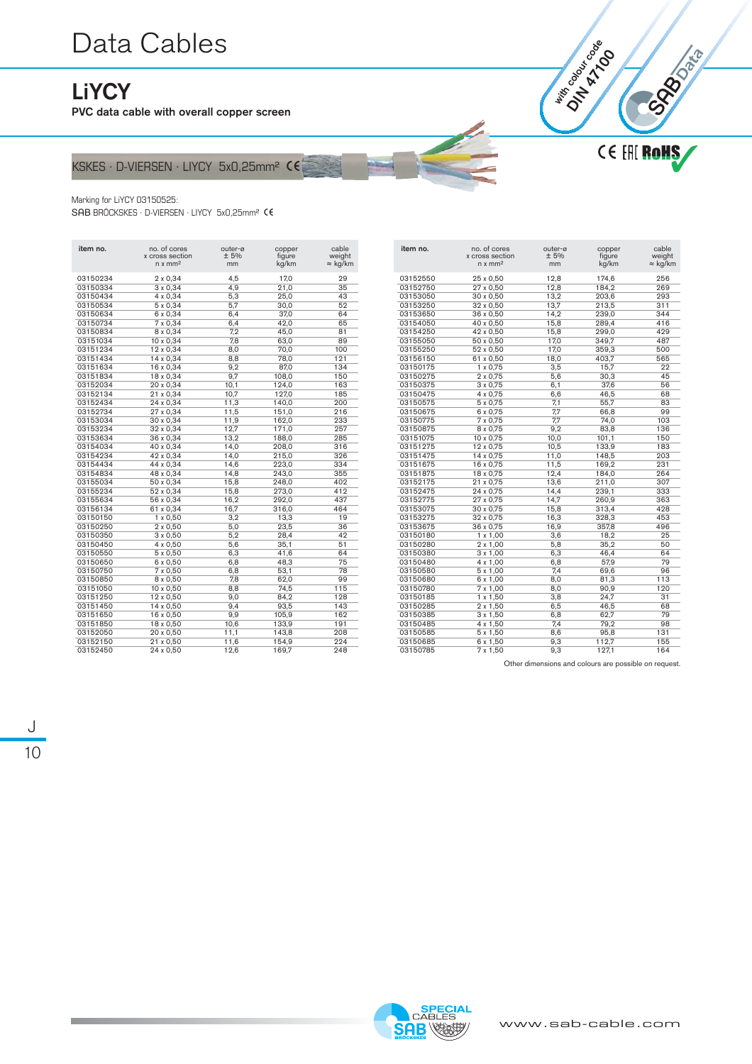# Data Cables

## LiYCY

**PVC data cable with overall copper screen**

with colour code DIN 47100

KSKES · D-VIERSEN · LIYCY 5x0,25mm² CE

Marking for LiYCY 03150525:
SAB BRÖCKSKES · D-VIERSEN · LIYCY 5x0,25mm² CE

| item no. | no. of cores x cross section n x mm² | outer-ø ± 5% mm | copper figure kg/km | cable weight ≈ kg/km |
|---|---|---|---|---|
| 03150234 | 2 x 0,34 | 4,5 | 17,0 | 29 |
| 03150334 | 3 x 0,34 | 4,9 | 21,0 | 35 |
| 03150434 | 4 x 0,34 | 5,3 | 25,0 | 43 |
| 03150534 | 5 x 0,34 | 5,7 | 30,0 | 52 |
| 03150634 | 6 x 0,34 | 6,4 | 37,0 | 64 |
| 03150734 | 7 x 0,34 | 6,4 | 42,0 | 65 |
| 03150834 | 8 x 0,34 | 7,2 | 45,0 | 81 |
| 03151034 | 10 x 0,34 | 7,8 | 63,0 | 89 |
| 03151234 | 12 x 0,34 | 8,0 | 70,0 | 100 |
| 03151434 | 14 x 0,34 | 8,8 | 78,0 | 121 |
| 03151634 | 16 x 0,34 | 9,2 | 87,0 | 134 |
| 03151834 | 18 x 0,34 | 9,7 | 108,0 | 150 |
| 03152034 | 20 x 0,34 | 10,1 | 124,0 | 163 |
| 03152134 | 21 x 0,34 | 10,7 | 127,0 | 185 |
| 03152434 | 24 x 0,34 | 11,3 | 140,0 | 200 |
| 03152734 | 27 x 0,34 | 11,5 | 151,0 | 216 |
| 03153034 | 30 x 0,34 | 11,9 | 162,0 | 233 |
| 03153234 | 32 x 0,34 | 12,7 | 171,0 | 257 |
| 03153634 | 36 x 0,34 | 13,2 | 188,0 | 285 |
| 03154034 | 40 x 0,34 | 14,0 | 208,0 | 316 |
| 03154234 | 42 x 0,34 | 14,0 | 215,0 | 326 |
| 03154434 | 44 x 0,34 | 14,6 | 223,0 | 334 |
| 03154834 | 48 x 0,34 | 14,8 | 243,0 | 355 |
| 03155034 | 50 x 0,34 | 15,8 | 248,0 | 402 |
| 03155234 | 52 x 0,34 | 15,8 | 273,0 | 412 |
| 03155634 | 56 x 0,34 | 16,2 | 292,0 | 437 |
| 03156134 | 61 x 0,34 | 16,7 | 316,0 | 464 |
| 03150150 | 1 x 0,50 | 3,2 | 13,3 | 19 |
| 03150250 | 2 x 0,50 | 5,0 | 23,5 | 36 |
| 03150350 | 3 x 0,50 | 5,2 | 28,4 | 42 |
| 03150450 | 4 x 0,50 | 5,6 | 35,1 | 51 |
| 03150550 | 5 x 0,50 | 6,3 | 41,6 | 64 |
| 03150650 | 6 x 0,50 | 6,8 | 48,3 | 75 |
| 03150750 | 7 x 0,50 | 6,8 | 53,1 | 78 |
| 03150850 | 8 x 0,50 | 7,8 | 62,0 | 99 |
| 03151050 | 10 x 0,50 | 8,8 | 74,5 | 115 |
| 03151250 | 12 x 0,50 | 9,0 | 84,2 | 128 |
| 03151450 | 14 x 0,50 | 9,4 | 93,5 | 143 |
| 03151650 | 16 x 0,50 | 9,9 | 105,9 | 162 |
| 03151850 | 18 x 0,50 | 10,6 | 133,9 | 191 |
| 03152050 | 20 x 0,50 | 11,1 | 143,8 | 208 |
| 03152150 | 21 x 0,50 | 11,6 | 154,9 | 224 |
| 03152450 | 24 x 0,50 | 12,6 | 169,7 | 248 |
| 03152550 | 25 x 0,50 | 12,8 | 174,6 | 256 |
| 03152750 | 27 x 0,50 | 12,8 | 184,2 | 269 |
| 03153050 | 30 x 0,50 | 13,2 | 203,6 | 293 |
| 03153250 | 32 x 0,50 | 13,7 | 213,5 | 311 |
| 03153650 | 36 x 0,50 | 14,2 | 239,0 | 344 |
| 03154050 | 40 x 0,50 | 15,8 | 289,4 | 416 |
| 03154250 | 42 x 0,50 | 15,8 | 299,0 | 429 |
| 03155050 | 50 x 0,50 | 17,0 | 349,7 | 487 |
| 03155250 | 52 x 0,50 | 17,0 | 359,3 | 500 |
| 03156150 | 61 x 0,50 | 18,0 | 403,7 | 565 |
| 03150175 | 1 x 0,75 | 3,5 | 15,7 | 22 |
| 03150275 | 2 x 0,75 | 5,6 | 30,3 | 45 |
| 03150375 | 3 x 0,75 | 6,1 | 37,6 | 56 |
| 03150475 | 4 x 0,75 | 6,6 | 46,5 | 68 |
| 03150575 | 5 x 0,75 | 7,1 | 55,7 | 83 |
| 03150675 | 6 x 0,75 | 7,7 | 66,8 | 99 |
| 03150775 | 7 x 0,75 | 7,7 | 74,0 | 103 |
| 03150875 | 8 x 0,75 | 9,2 | 83,8 | 136 |
| 03151075 | 10 x 0,75 | 10,0 | 101,1 | 150 |
| 03151275 | 12 x 0,75 | 10,5 | 133,9 | 183 |
| 03151475 | 14 x 0,75 | 11,0 | 148,5 | 203 |
| 03151675 | 16 x 0,75 | 11,5 | 169,2 | 231 |
| 03151875 | 18 x 0,75 | 12,4 | 184,0 | 264 |
| 03152175 | 21 x 0,75 | 13,6 | 211,0 | 307 |
| 03152475 | 24 x 0,75 | 14,4 | 239,1 | 333 |
| 03152775 | 27 x 0,75 | 14,7 | 260,9 | 363 |
| 03153075 | 30 x 0,75 | 15,8 | 313,4 | 428 |
| 03153275 | 32 x 0,75 | 16,3 | 328,3 | 453 |
| 03153675 | 36 x 0,75 | 16,9 | 357,8 | 496 |
| 03150180 | 1 x 1,00 | 3,6 | 18,2 | 25 |
| 03150280 | 2 x 1,00 | 5,8 | 35,2 | 50 |
| 03150380 | 3 x 1,00 | 6,3 | 46,4 | 64 |
| 03150480 | 4 x 1,00 | 6,8 | 57,9 | 79 |
| 03150580 | 5 x 1,00 | 7,4 | 69,6 | 96 |
| 03150680 | 6 x 1,00 | 8,0 | 81,3 | 113 |
| 03150780 | 7 x 1,00 | 8,0 | 90,9 | 120 |
| 03150185 | 1 x 1,50 | 3,8 | 24,7 | 31 |
| 03150285 | 2 x 1,50 | 6,5 | 46,5 | 68 |
| 03150385 | 3 x 1,50 | 6,8 | 62,7 | 79 |
| 03150485 | 4 x 1,50 | 7,4 | 79,2 | 98 |
| 03150585 | 5 x 1,50 | 8,6 | 95,8 | 131 |
| 03150685 | 6 x 1,50 | 9,3 | 112,7 | 155 |
| 03150785 | 7 x 1,50 | 9,3 | 127,1 | 164 |

Other dimensions and colours are possible on request.